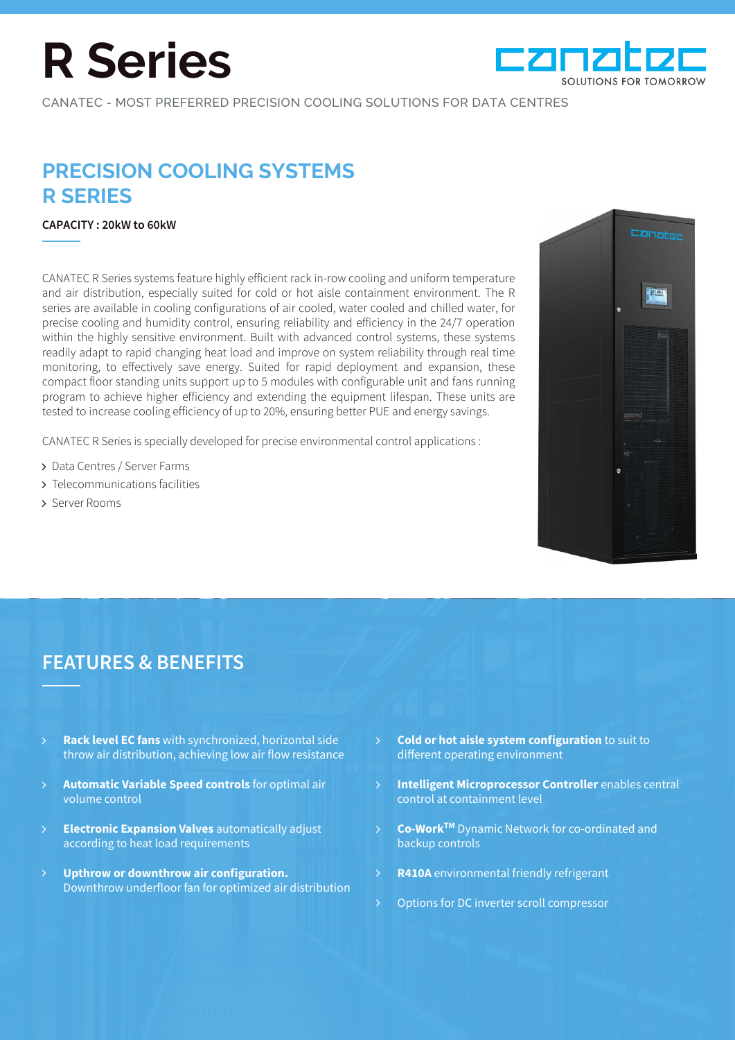# R Series

CANATEC - MOST PREFERRED PRECISION COOLING SOLUTIONS FOR DATA CENTRES

canatec
SOLUTIONS FOR TOMORROW

## PRECISION COOLING SYSTEMS R SERIES

**CAPACITY : 20kW to 60kW**

CANATEC R Series systems feature highly efficient rack in-row cooling and uniform temperature and air distribution, especially suited for cold or hot aisle containment environment. The R series are available in cooling configurations of air cooled, water cooled and chilled water, for precise cooling and humidity control, ensuring reliability and efficiency in the 24/7 operation within the highly sensitive environment. Built with advanced control systems, these systems readily adapt to rapid changing heat load and improve on system reliability through real time monitoring, to effectively save energy. Suited for rapid deployment and expansion, these compact floor standing units support up to 5 modules with configurable unit and fans running program to achieve higher efficiency and extending the equipment lifespan. These units are tested to increase cooling efficiency of up to 20%, ensuring better PUE and energy savings.

CANATEC R Series is specially developed for precise environmental control applications :

- Data Centres / Server Farms
- Telecommunications facilities
- Server Rooms

## FEATURES & BENEFITS

- **Rack level EC fans** with synchronized, horizontal side throw air distribution, achieving low air flow resistance
- **Automatic Variable Speed controls** for optimal air volume control
- **Electronic Expansion Valves** automatically adjust according to heat load requirements
- **Upthrow or downthrow air configuration.** Downthrow underfloor fan for optimized air distribution
- **Cold or hot aisle system configuration** to suit to different operating environment
- **Intelligent Microprocessor Controller** enables central control at containment level
- **Co-Work™** Dynamic Network for co-ordinated and backup controls
- **R410A** environmental friendly refrigerant
- Options for DC inverter scroll compressor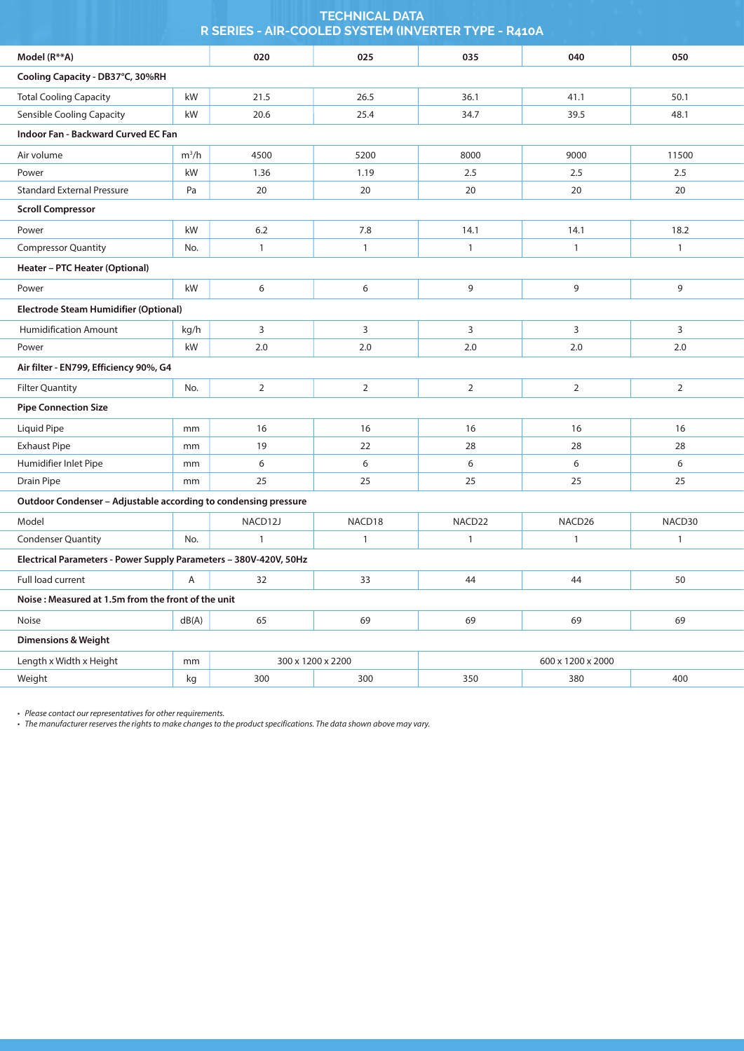# TECHNICAL DATA
## R SERIES - AIR-COOLED SYSTEM (INVERTER TYPE - R410A

| Model (R**A) | | 020 | 025 | 035 | 040 | 050 |
|---|---|---|---|---|---|---|
| **Cooling Capacity - DB37°C, 30%RH** | | | | | | |
| Total Cooling Capacity | kW | 21.5 | 26.5 | 36.1 | 41.1 | 50.1 |
| Sensible Cooling Capacity | kW | 20.6 | 25.4 | 34.7 | 39.5 | 48.1 |
| **Indoor Fan - Backward Curved EC Fan** | | | | | | |
| Air volume | $m^3/h$ | 4500 | 5200 | 8000 | 9000 | 11500 |
| Power | kW | 1.36 | 1.19 | 2.5 | 2.5 | 2.5 |
| Standard External Pressure | Pa | 20 | 20 | 20 | 20 | 20 |
| **Scroll Compressor** | | | | | | |
| Power | kW | 6.2 | 7.8 | 14.1 | 14.1 | 18.2 |
| Compressor Quantity | No. | 1 | 1 | 1 | 1 | 1 |
| **Heater – PTC Heater (Optional)** | | | | | | |
| Power | kW | 6 | 6 | 9 | 9 | 9 |
| **Electrode Steam Humidifier (Optional)** | | | | | | |
| Humidification Amount | kg/h | 3 | 3 | 3 | 3 | 3 |
| Power | kW | 2.0 | 2.0 | 2.0 | 2.0 | 2.0 |
| **Air filter - EN799, Efficiency 90%, G4** | | | | | | |
| Filter Quantity | No. | 2 | 2 | 2 | 2 | 2 |
| **Pipe Connection Size** | | | | | | |
| Liquid Pipe | mm | 16 | 16 | 16 | 16 | 16 |
| Exhaust Pipe | mm | 19 | 22 | 28 | 28 | 28 |
| Humidifier Inlet Pipe | mm | 6 | 6 | 6 | 6 | 6 |
| Drain Pipe | mm | 25 | 25 | 25 | 25 | 25 |
| **Outdoor Condenser – Adjustable according to condensing pressure** | | | | | | |
| Model | | NACD12J | NACD18 | NACD22 | NACD26 | NACD30 |
| Condenser Quantity | No. | 1 | 1 | 1 | 1 | 1 |
| **Electrical Parameters - Power Supply Parameters – 380V-420V, 50Hz** | | | | | | |
| Full load current | A | 32 | 33 | 44 | 44 | 50 |
| **Noise : Measured at 1.5m from the front of the unit** | | | | | | |
| Noise | dB(A) | 65 | 69 | 69 | 69 | 69 |
| **Dimensions & Weight** | | | | | | |
| Length x Width x Height | mm | 300 x 1200 x 2200 | | 600 x 1200 x 2000 | | |
| Weight | kg | 300 | 300 | 350 | 380 | 400 |

- *Please contact our representatives for other requirements.*
- *The manufacturer reserves the rights to make changes to the product specifications. The data shown above may vary.*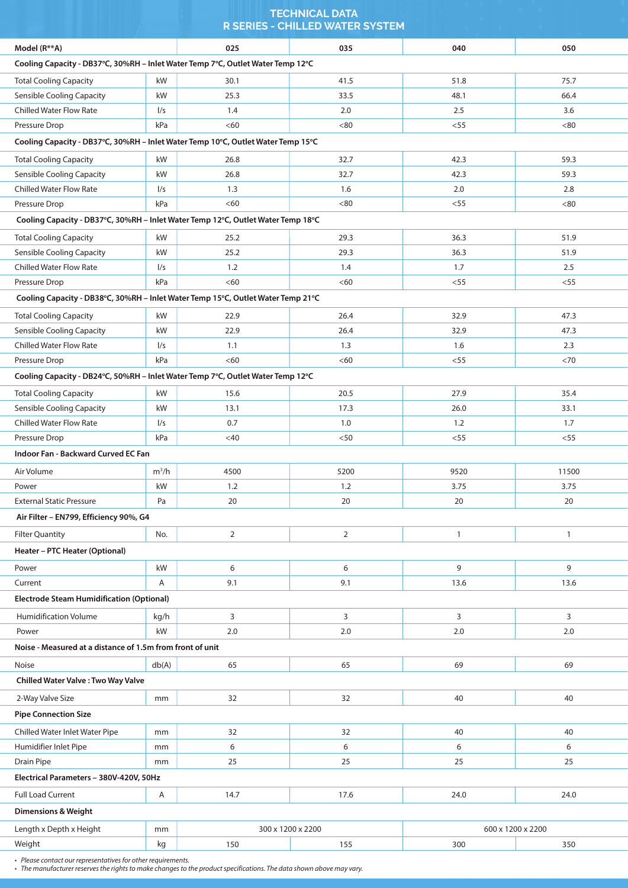# TECHNICAL DATA
## R SERIES - CHILLED WATER SYSTEM

| Model (R**A) | | 025 | 035 | 040 | 050 |
|---|---|---|---|---|---|
| **Cooling Capacity - DB37°C, 30%RH – Inlet Water Temp 7°C, Outlet Water Temp 12°C** | | | | | |
| Total Cooling Capacity | kW | 30.1 | 41.5 | 51.8 | 75.7 |
| Sensible Cooling Capacity | kW | 25.3 | 33.5 | 48.1 | 66.4 |
| Chilled Water Flow Rate | l/s | 1.4 | 2.0 | 2.5 | 3.6 |
| Pressure Drop | kPa | <60 | <80 | <55 | <80 |
| **Cooling Capacity - DB37°C, 30%RH – Inlet Water Temp 10°C, Outlet Water Temp 15°C** | | | | | |
| Total Cooling Capacity | kW | 26.8 | 32.7 | 42.3 | 59.3 |
| Sensible Cooling Capacity | kW | 26.8 | 32.7 | 42.3 | 59.3 |
| Chilled Water Flow Rate | l/s | 1.3 | 1.6 | 2.0 | 2.8 |
| Pressure Drop | kPa | <60 | <80 | <55 | <80 |
| **Cooling Capacity - DB37°C, 30%RH – Inlet Water Temp 12°C, Outlet Water Temp 18°C** | | | | | |
| Total Cooling Capacity | kW | 25.2 | 29.3 | 36.3 | 51.9 |
| Sensible Cooling Capacity | kW | 25.2 | 29.3 | 36.3 | 51.9 |
| Chilled Water Flow Rate | l/s | 1.2 | 1.4 | 1.7 | 2.5 |
| Pressure Drop | kPa | <60 | <60 | <55 | <55 |
| **Cooling Capacity - DB38°C, 30%RH – Inlet Water Temp 15°C, Outlet Water Temp 21°C** | | | | | |
| Total Cooling Capacity | kW | 22.9 | 26.4 | 32.9 | 47.3 |
| Sensible Cooling Capacity | kW | 22.9 | 26.4 | 32.9 | 47.3 |
| Chilled Water Flow Rate | l/s | 1.1 | 1.3 | 1.6 | 2.3 |
| Pressure Drop | kPa | <60 | <60 | <55 | <70 |
| **Cooling Capacity - DB24°C, 50%RH – Inlet Water Temp 7°C, Outlet Water Temp 12°C** | | | | | |
| Total Cooling Capacity | kW | 15.6 | 20.5 | 27.9 | 35.4 |
| Sensible Cooling Capacity | kW | 13.1 | 17.3 | 26.0 | 33.1 |
| Chilled Water Flow Rate | l/s | 0.7 | 1.0 | 1.2 | 1.7 |
| Pressure Drop | kPa | <40 | <50 | <55 | <55 |
| **Indoor Fan - Backward Curved EC Fan** | | | | | |
| Air Volume | $m^3/h$ | 4500 | 5200 | 9520 | 11500 |
| Power | kW | 1.2 | 1.2 | 3.75 | 3.75 |
| External Static Pressure | Pa | 20 | 20 | 20 | 20 |
| **Air Filter – EN799, Efficiency 90%, G4** | | | | | |
| Filter Quantity | No. | 2 | 2 | 1 | 1 |
| **Heater – PTC Heater (Optional)** | | | | | |
| Power | kW | 6 | 6 | 9 | 9 |
| Current | A | 9.1 | 9.1 | 13.6 | 13.6 |
| **Electrode Steam Humidification (Optional)** | | | | | |
| Humidification Volume | kg/h | 3 | 3 | 3 | 3 |
| Power | kW | 2.0 | 2.0 | 2.0 | 2.0 |
| **Noise - Measured at a distance of 1.5m from front of unit** | | | | | |
| Noise | db(A) | 65 | 65 | 69 | 69 |
| **Chilled Water Valve : Two Way Valve** | | | | | |
| 2-Way Valve Size | mm | 32 | 32 | 40 | 40 |
| **Pipe Connection Size** | | | | | |
| Chilled Water Inlet Water Pipe | mm | 32 | 32 | 40 | 40 |
| Humidifier Inlet Pipe | mm | 6 | 6 | 6 | 6 |
| Drain Pipe | mm | 25 | 25 | 25 | 25 |
| **Electrical Parameters – 380V-420V, 50Hz** | | | | | |
| Full Load Current | A | 14.7 | 17.6 | 24.0 | 24.0 |
| **Dimensions & Weight** | | | | | |
| Length x Depth x Height | mm | 300 x 1200 x 2200 | | 600 x 1200 x 2200 | |
| Weight | kg | 150 | 155 | 300 | 350 |

- *Please contact our representatives for other requirements.*
- *The manufacturer reserves the rights to make changes to the product specifications. The data shown above may vary.*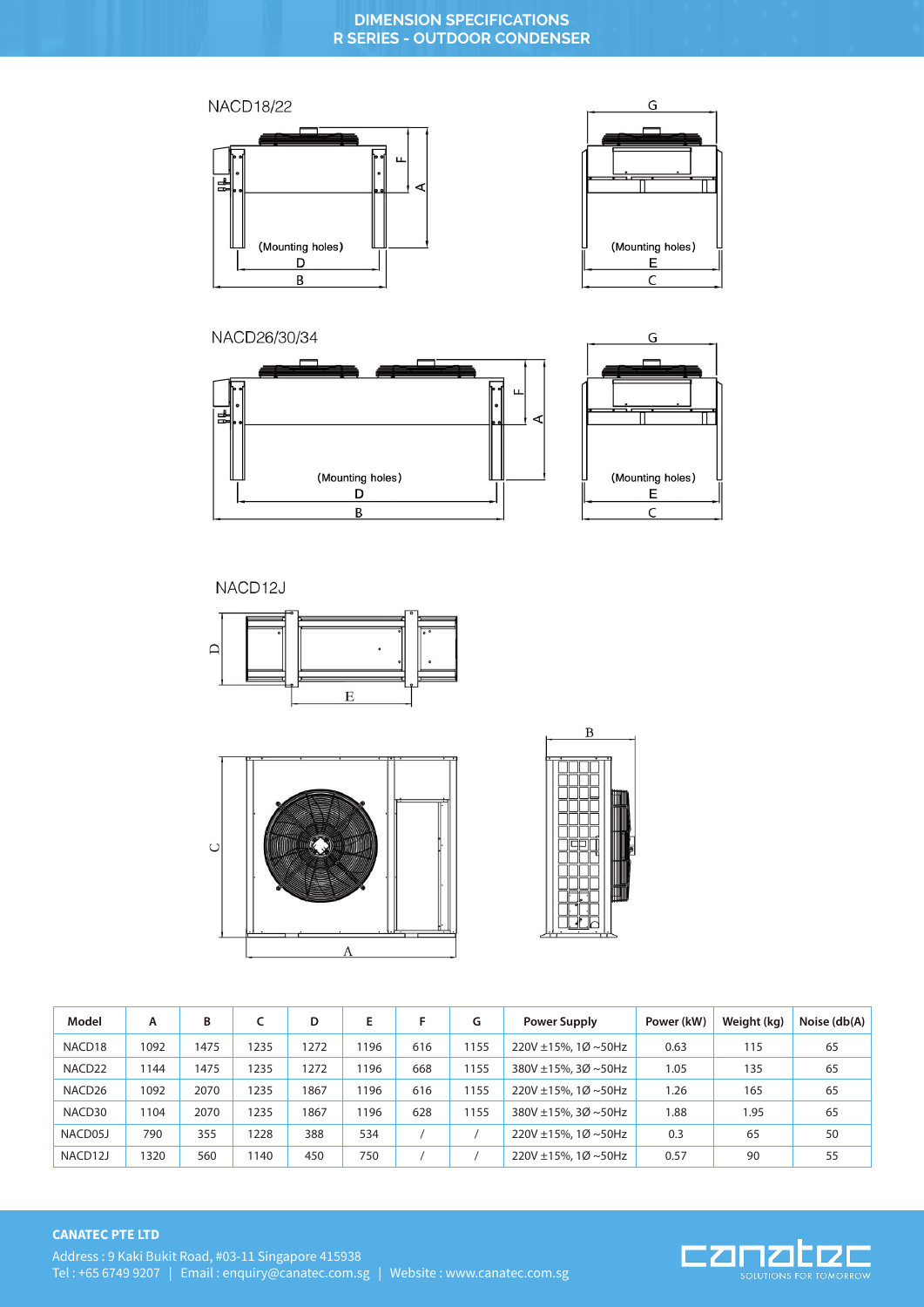# DIMENSION SPECIFICATIONS
## R SERIES - OUTDOOR CONDENSER

NACD18/22

NACD26/30/34

NACD12J

| Model | A | B | C | D | E | F | G | Power Supply | Power (kW) | Weight (kg) | Noise (db(A) |
|---|---|---|---|---|---|---|---|---|---|---|---|
| NACD18 | 1092 | 1475 | 1235 | 1272 | 1196 | 616 | 1155 | 220V ±15%, 1Ø ~50Hz | 0.63 | 115 | 65 |
| NACD22 | 1144 | 1475 | 1235 | 1272 | 1196 | 668 | 1155 | 380V ±15%, 3Ø ~50Hz | 1.05 | 135 | 65 |
| NACD26 | 1092 | 2070 | 1235 | 1867 | 1196 | 616 | 1155 | 220V ±15%, 1Ø ~50Hz | 1.26 | 165 | 65 |
| NACD30 | 1104 | 2070 | 1235 | 1867 | 1196 | 628 | 1155 | 380V ±15%, 3Ø ~50Hz | 1.88 | 1.95 | 65 |
| NACD05J | 790 | 355 | 1228 | 388 | 534 | / | / | 220V ±15%, 1Ø ~50Hz | 0.3 | 65 | 50 |
| NACD12J | 1320 | 560 | 1140 | 450 | 750 | / | / | 220V ±15%, 1Ø ~50Hz | 0.57 | 90 | 55 |

**CANATEC PTE LTD**

Address : 9 Kaki Bukit Road, #03-11 Singapore 415938
Tel : +65 6749 9207 | Email : enquiry@canatec.com.sg | Website : www.canatec.com.sg

canatec SOLUTIONS FOR TOMORROW